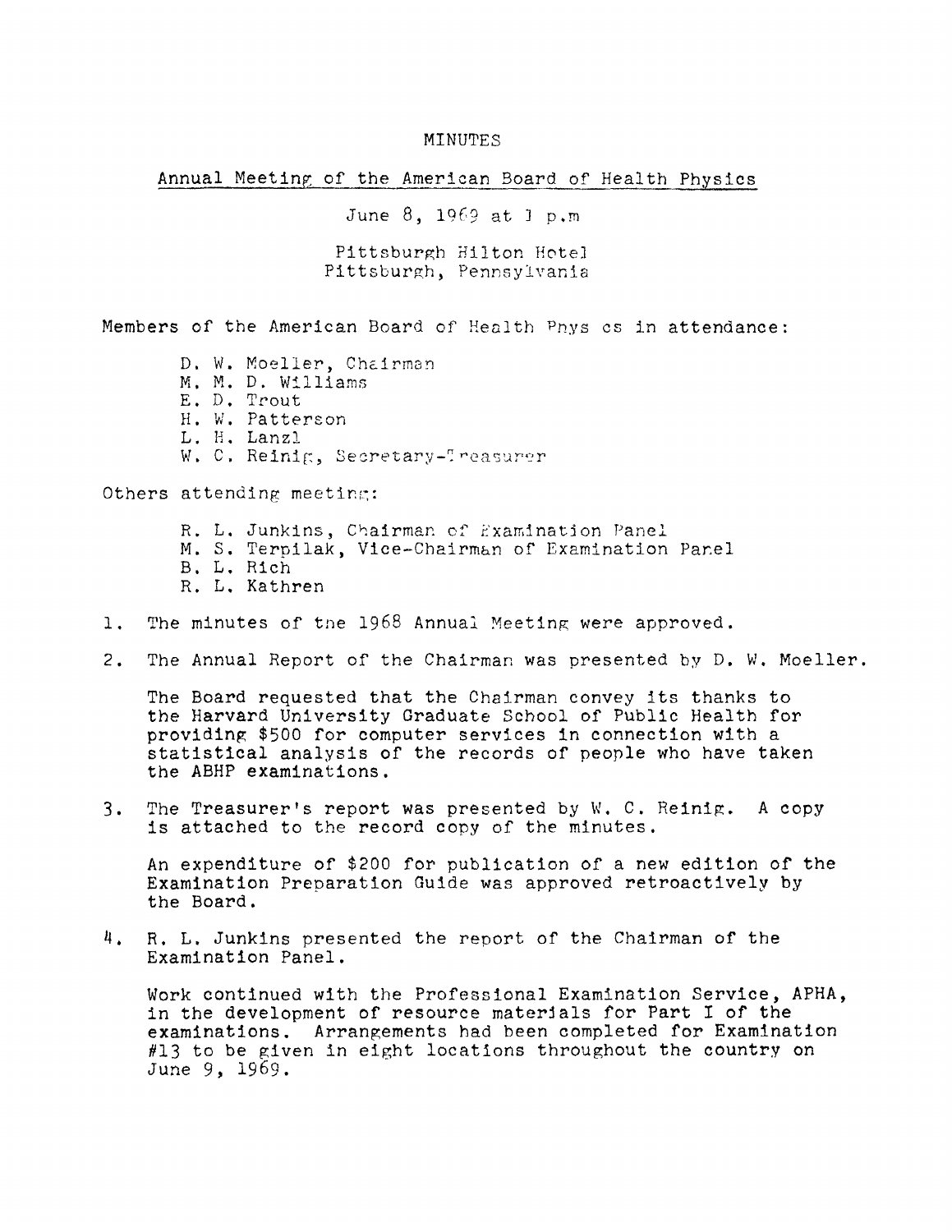# MINUTES

## Annual Meeting of the American Board of Health Physics

June 8, 1969 at 1 p.m

Pittsburgh Hilton Hotel
Pittsburgh, Pennsylvania

Members of the American Board of Health Physics in attendance:

- D. W. Moeller, Chairman
- M. M. D. Williams
- E. D. Trout
- H. W. Patterson
- L. H. Lanzl
- W. C. Reinig, Secretary-Treasurer

Others attending meeting:

- R. L. Junkins, Chairman of Examination Panel
- M. S. Terpilak, Vice-Chairman of Examination Panel
- B. L. Rich
- R. L. Kathren

1. The minutes of the 1968 Annual Meeting were approved.

2. The Annual Report of the Chairman was presented by D. W. Moeller.

   The Board requested that the Chairman convey its thanks to the Harvard University Graduate School of Public Health for providing $500 for computer services in connection with a statistical analysis of the records of people who have taken the ABHP examinations.

3. The Treasurer's report was presented by W. C. Reinig. A copy is attached to the record copy of the minutes.

   An expenditure of $200 for publication of a new edition of the Examination Preparation Guide was approved retroactively by the Board.

4. R. L. Junkins presented the report of the Chairman of the Examination Panel.

   Work continued with the Professional Examination Service, APHA, in the development of resource materials for Part I of the examinations. Arrangements had been completed for Examination #13 to be given in eight locations throughout the country on June 9, 1969.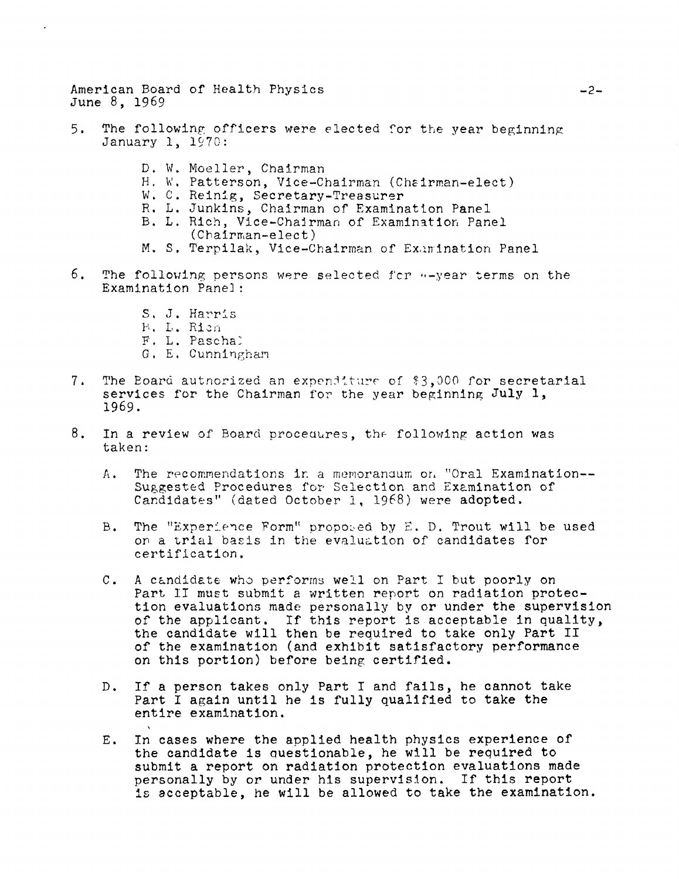American Board of Health Physics
June 8, 1969

5. The following officers were elected for the year beginning January 1, 1970:

   D. W. Moeller, Chairman
   H. W. Patterson, Vice-Chairman (Chairman-elect)
   W. C. Reinig, Secretary-Treasurer
   R. L. Junkins, Chairman of Examination Panel
   B. L. Rich, Vice-Chairman of Examination Panel (Chairman-elect)
   M. S. Terpilak, Vice-Chairman of Examination Panel

6. The following persons were selected for 4-year terms on the Examination Panel:

   S. J. Harris
   B. L. Rich
   F. L. Paschal
   G. E. Cunningham

7. The Board authorized an expenditure of $3,000 for secretarial services for the Chairman for the year beginning July 1, 1969.

8. In a review of Board procedures, the following action was taken:

   A. The recommendations in a memorandum on "Oral Examination--Suggested Procedures for Selection and Examination of Candidates" (dated October 1, 1968) were adopted.

   B. The "Experience Form" proposed by E. D. Trout will be used on a trial basis in the evaluation of candidates for certification.

   C. A candidate who performs well on Part I but poorly on Part II must submit a written report on radiation protection evaluations made personally by or under the supervision of the applicant. If this report is acceptable in quality, the candidate will then be required to take only Part II of the examination (and exhibit satisfactory performance on this portion) before being certified.

   D. If a person takes only Part I and fails, he cannot take Part I again until he is fully qualified to take the entire examination.

   E. In cases where the applied health physics experience of the candidate is questionable, he will be required to submit a report on radiation protection evaluations made personally by or under his supervision. If this report is acceptable, he will be allowed to take the examination.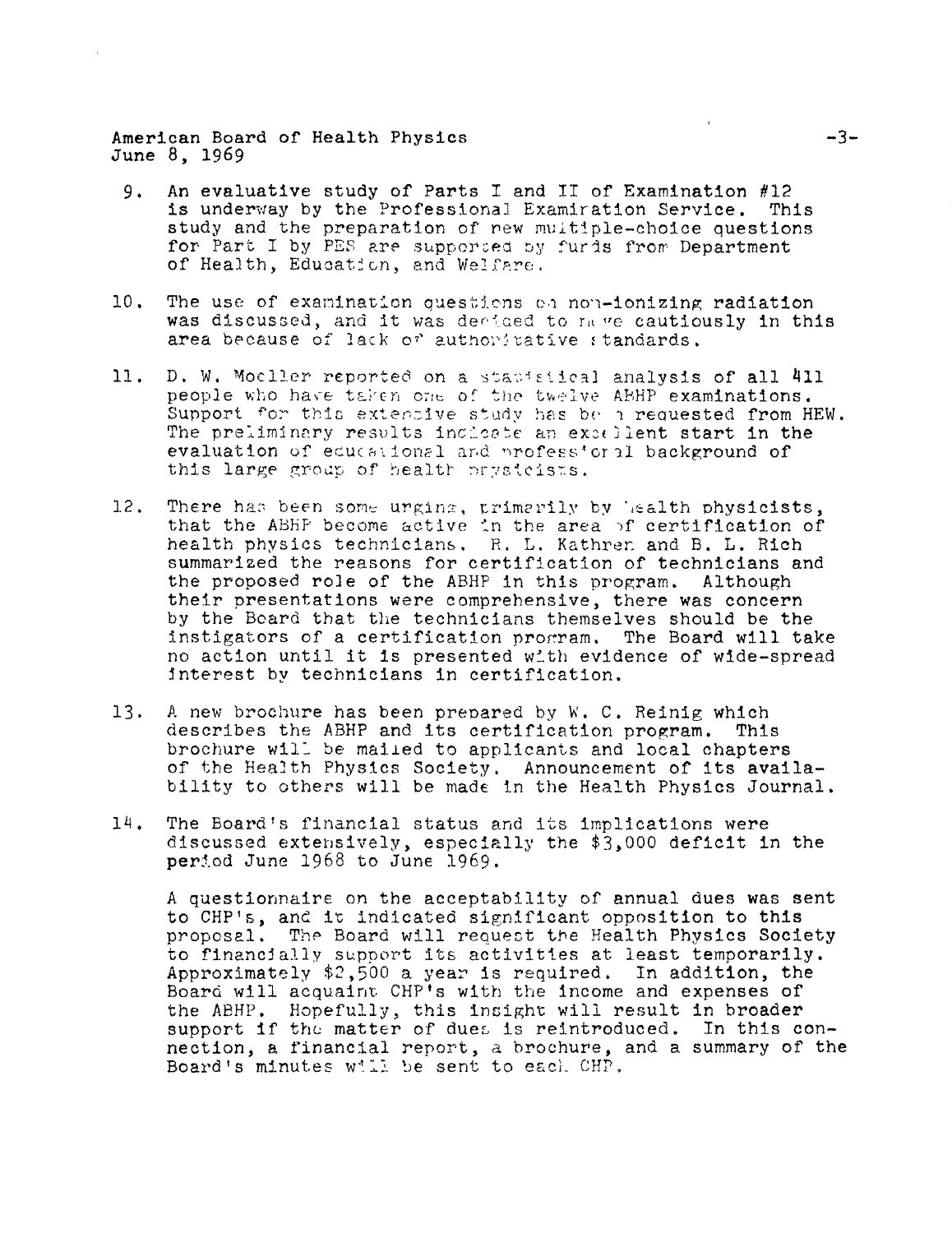9. An evaluative study of Parts I and II of Examination #12 is underway by the Professional Examination Service. This study and the preparation of new multiple-choice questions for Part I by PES are supported by funds from Department of Health, Education, and Welfare.

10. The use of examination questions on non-ionizing radiation was discussed, and it was decided to move cautiously in this area because of lack of authoritative standards.

11. D. W. Moeller reported on a statistical analysis of all 411 people who have taken one of the twelve ABHP examinations. Support for this extensive study has been requested from HEW. The preliminary results indicate an excellent start in the evaluation of educational and professional background of this large group of health physicists.

12. There has been some urging, primarily by health physicists, that the ABHP become active in the area of certification of health physics technicians. R. L. Kathren and B. L. Rich summarized the reasons for certification of technicians and the proposed role of the ABHP in this program. Although their presentations were comprehensive, there was concern by the Board that the technicians themselves should be the instigators of a certification program. The Board will take no action until it is presented with evidence of wide-spread interest by technicians in certification.

13. A new brochure has been prepared by W. C. Reinig which describes the ABHP and its certification program. This brochure will be mailed to applicants and local chapters of the Health Physics Society. Announcement of its availability to others will be made in the Health Physics Journal.

14. The Board's financial status and its implications were discussed extensively, especially the $3,000 deficit in the period June 1968 to June 1969.

    A questionnaire on the acceptability of annual dues was sent to CHP's, and it indicated significant opposition to this proposal. The Board will request the Health Physics Society to financially support its activities at least temporarily. Approximately $2,500 a year is required. In addition, the Board will acquaint CHP's with the income and expenses of the ABHP. Hopefully, this insight will result in broader support if the matter of dues is reintroduced. In this connection, a financial report, a brochure, and a summary of the Board's minutes will be sent to each CHP.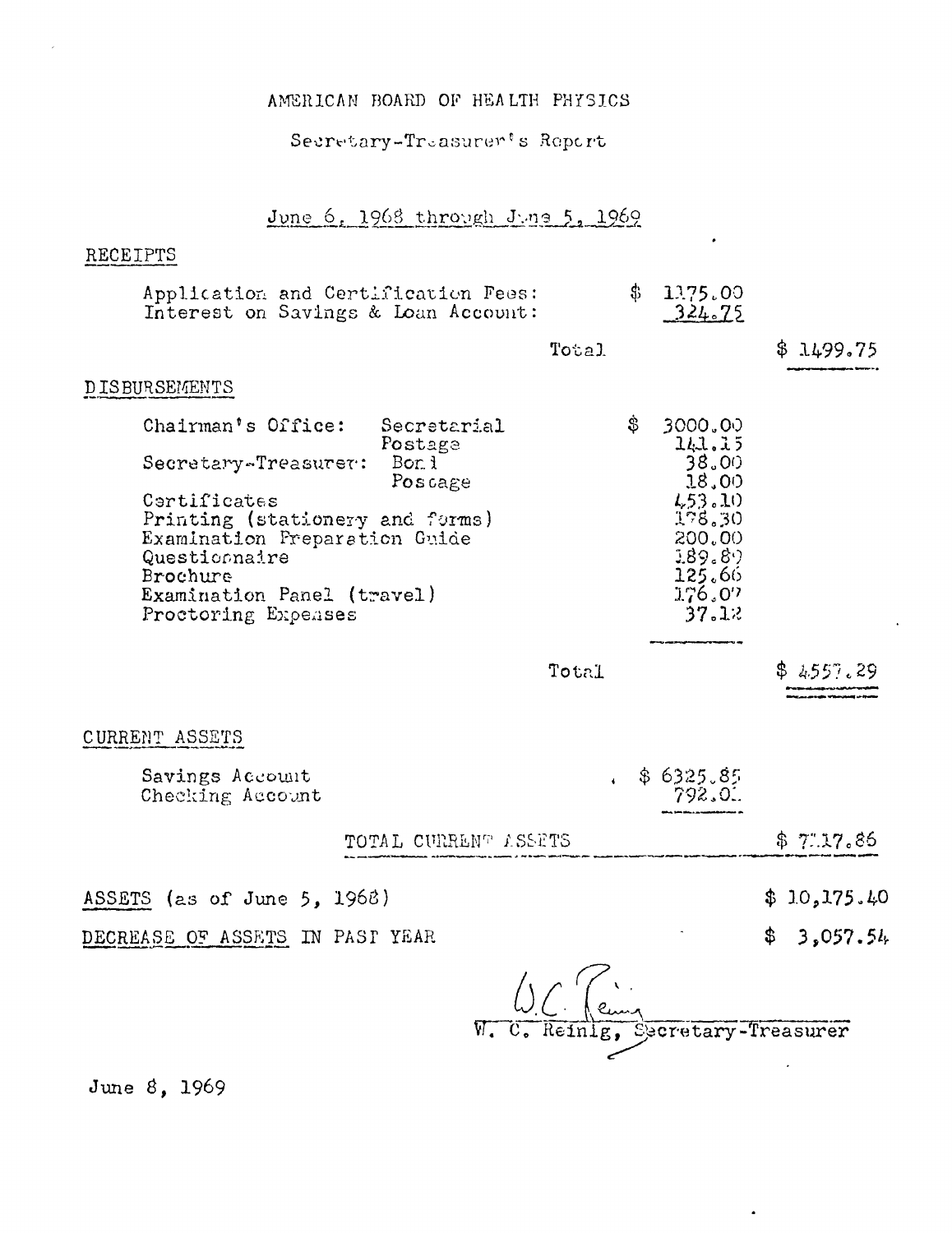AMERICAN BOARD OF HEALTH PHYSICS

Secretary-Treasurer's Report

June 6, 1968 through June 5, 1969

RECEIPTS

| | | | |
|---|---|---|---|
| Application and Certification Fees: | | $ 1175.00 | |
| Interest on Savings & Loan Account: | | 324.75 | |
| | Total | | $ 1499.75 |

DISBURSEMENTS

| | | | | |
|---|---|---|---|---|
| Chairman's Office: | Secretarial | | $ 3000.00 | |
| | Postage | | 141.15 | |
| Secretary-Treasurer: | Bond | | 38.00 | |
| | Postage | | 18.00 | |
| Certificates | | | 453.10 | |
| Printing (stationery and forms) | | | 178.30 | |
| Examination Preparation Guide | | | 200.00 | |
| Questionnaire | | | 189.89 | |
| Brochure | | | 125.66 | |
| Examination Panel (travel) | | | 176.07 | |
| Proctoring Expenses | | | 37.12 | |
| | | Total | | $ 4557.29 |

CURRENT ASSETS

| | | | |
|---|---|---|---|
| Savings Account | | $ 6325.85 | |
| Checking Account | | 792.01 | |
| | TOTAL CURRENT ASSETS | | $ 7117.86 |

| | |
|---|---|
| ASSETS (as of June 5, 1968) | $ 10,175.40 |
| DECREASE OF ASSETS IN PAST YEAR | $ 3,057.54 |

W. C. Reinig, Secretary-Treasurer

June 8, 1969